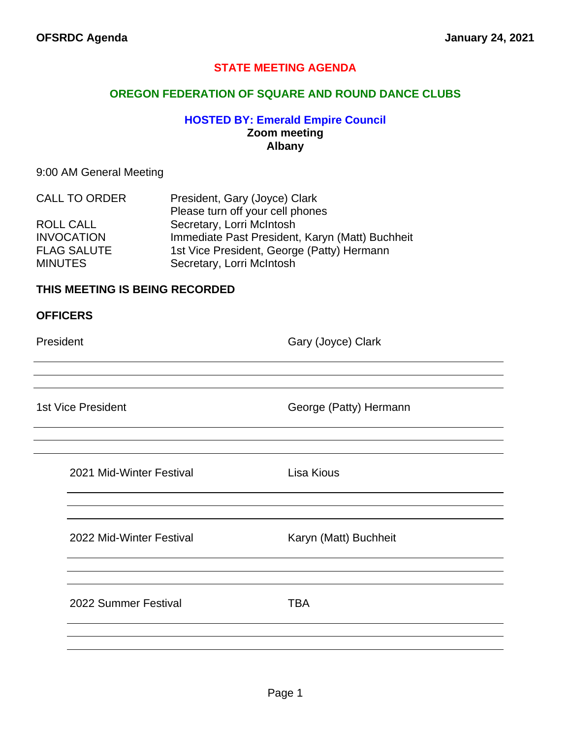OFSRDC Agenda January 24, 2021

# STATE MEETING AGENDA

## OREGON FEDERATION OF SQUARE AND ROUND DANCE CLUBS

### HOSTED BY: Emerald Empire Council

**Zoom meeting**
**Albany**

9:00 AM General Meeting

| | |
|---|---|
| CALL TO ORDER | President, Gary (Joyce) Clark<br>Please turn off your cell phones |
| ROLL CALL | Secretary, Lorri McIntosh |
| INVOCATION | Immediate Past President, Karyn (Matt) Buchheit |
| FLAG SALUTE | 1st Vice President, George (Patty) Hermann |
| MINUTES | Secretary, Lorri McIntosh |

**THIS MEETING IS BEING RECORDED**

**OFFICERS**

President — Gary (Joyce) Clark

---

---

1st Vice President — George (Patty) Hermann

---

---

2021 Mid-Winter Festival — Lisa Kious

---

---

2022 Mid-Winter Festival — Karyn (Matt) Buchheit

---

---

2022 Summer Festival — TBA

---

---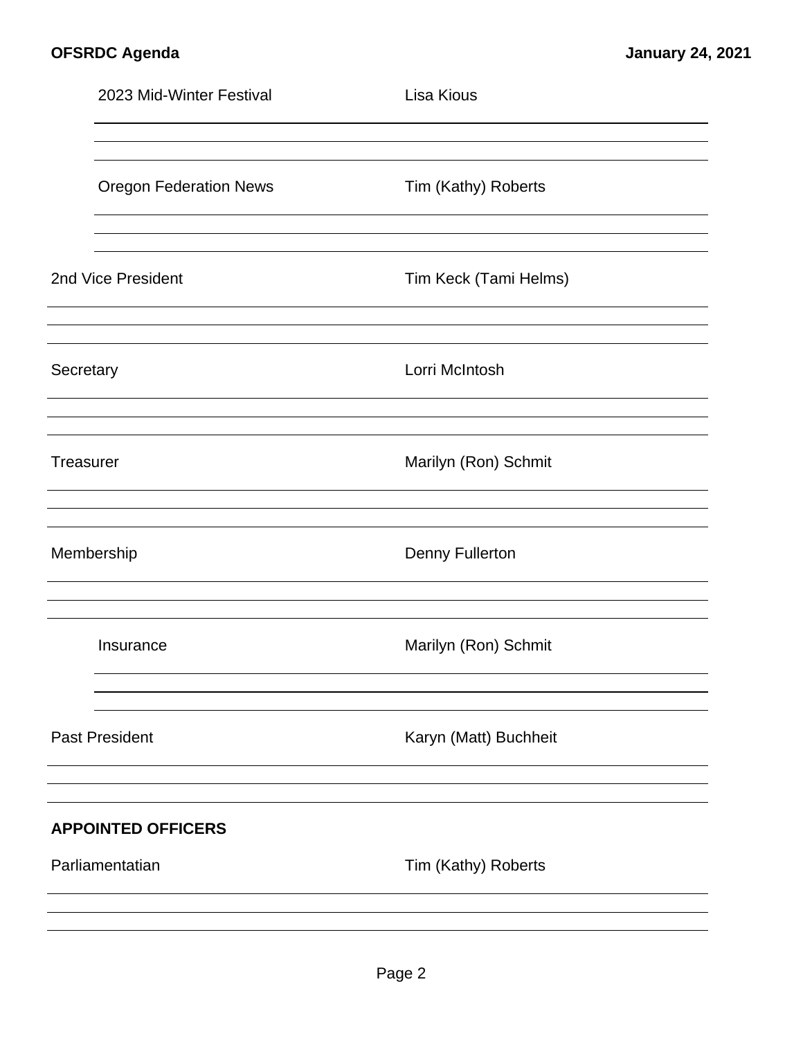2023 Mid-Winter Festival — Lisa Kious

Oregon Federation News — Tim (Kathy) Roberts

2nd Vice President — Tim Keck (Tami Helms)

Secretary — Lorri McIntosh

Treasurer — Marilyn (Ron) Schmit

Membership — Denny Fullerton

Insurance — Marilyn (Ron) Schmit

Past President — Karyn (Matt) Buchheit

**APPOINTED OFFICERS**

Parliamentatian — Tim (Kathy) Roberts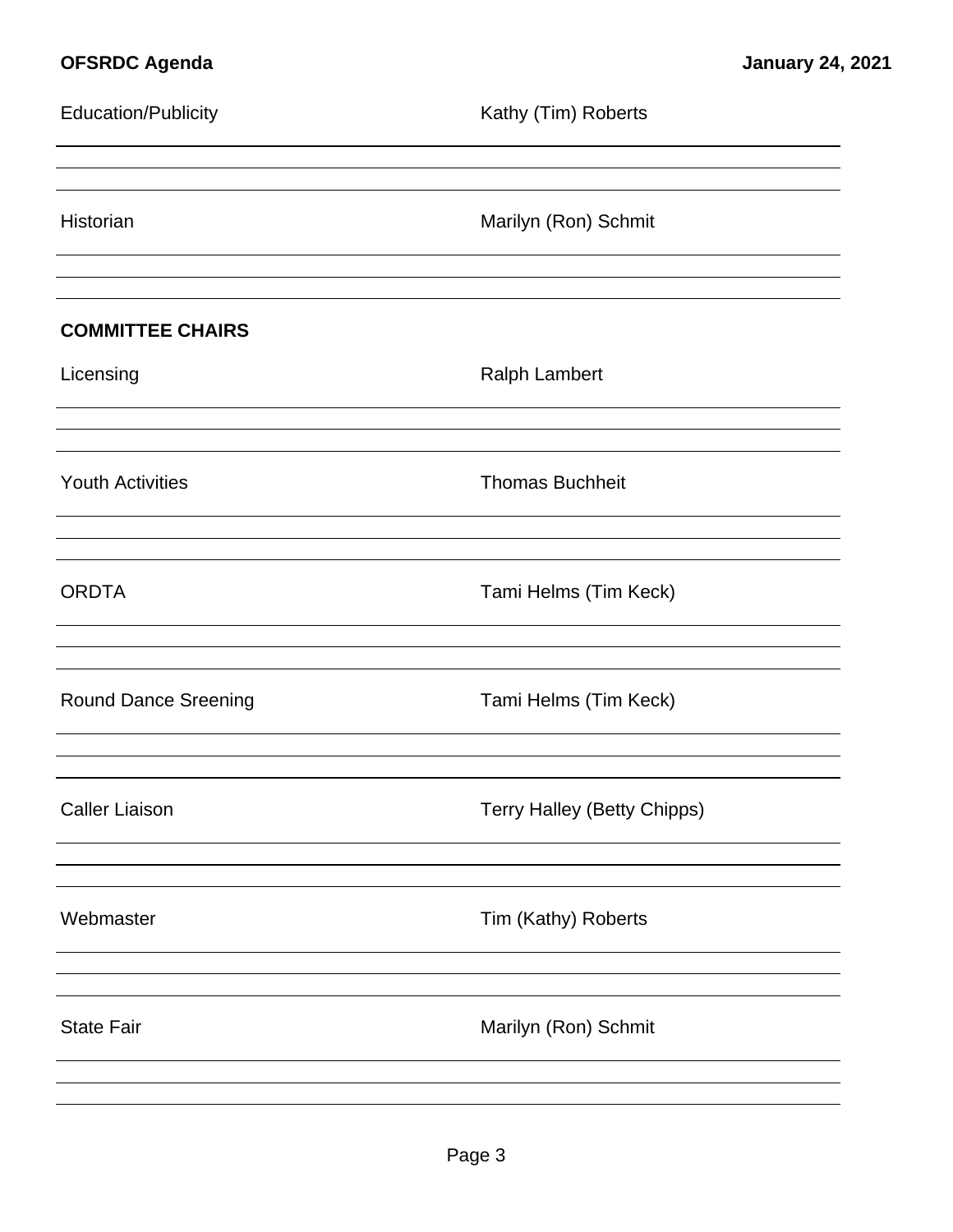Education/Publicity — Kathy (Tim) Roberts

Historian — Marilyn (Ron) Schmit

**COMMITTEE CHAIRS**

Licensing — Ralph Lambert

Youth Activities — Thomas Buchheit

ORDTA — Tami Helms (Tim Keck)

Round Dance Sreening — Tami Helms (Tim Keck)

Caller Liaison — Terry Halley (Betty Chipps)

Webmaster — Tim (Kathy) Roberts

State Fair — Marilyn (Ron) Schmit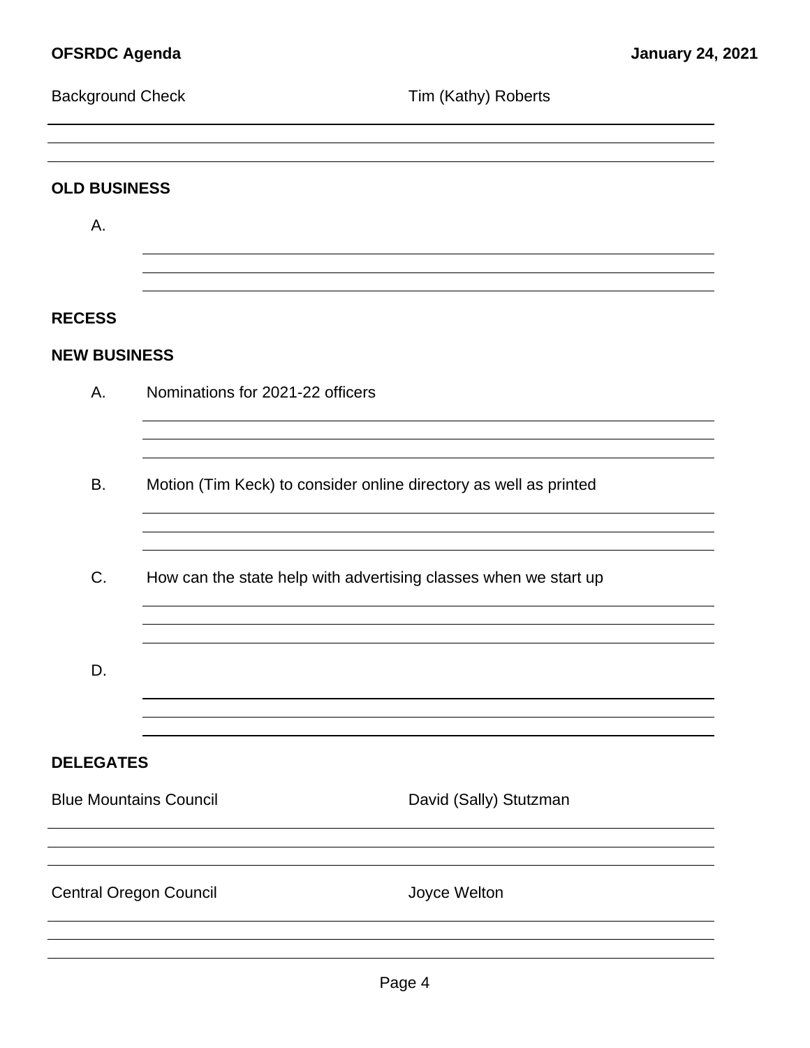Background Check — Tim (Kathy) Roberts

## OLD BUSINESS

A.

## RECESS

## NEW BUSINESS

A. Nominations for 2021-22 officers

B. Motion (Tim Keck) to consider online directory as well as printed

C. How can the state help with advertising classes when we start up

D.

## DELEGATES

Blue Mountains Council — David (Sally) Stutzman

Central Oregon Council — Joyce Welton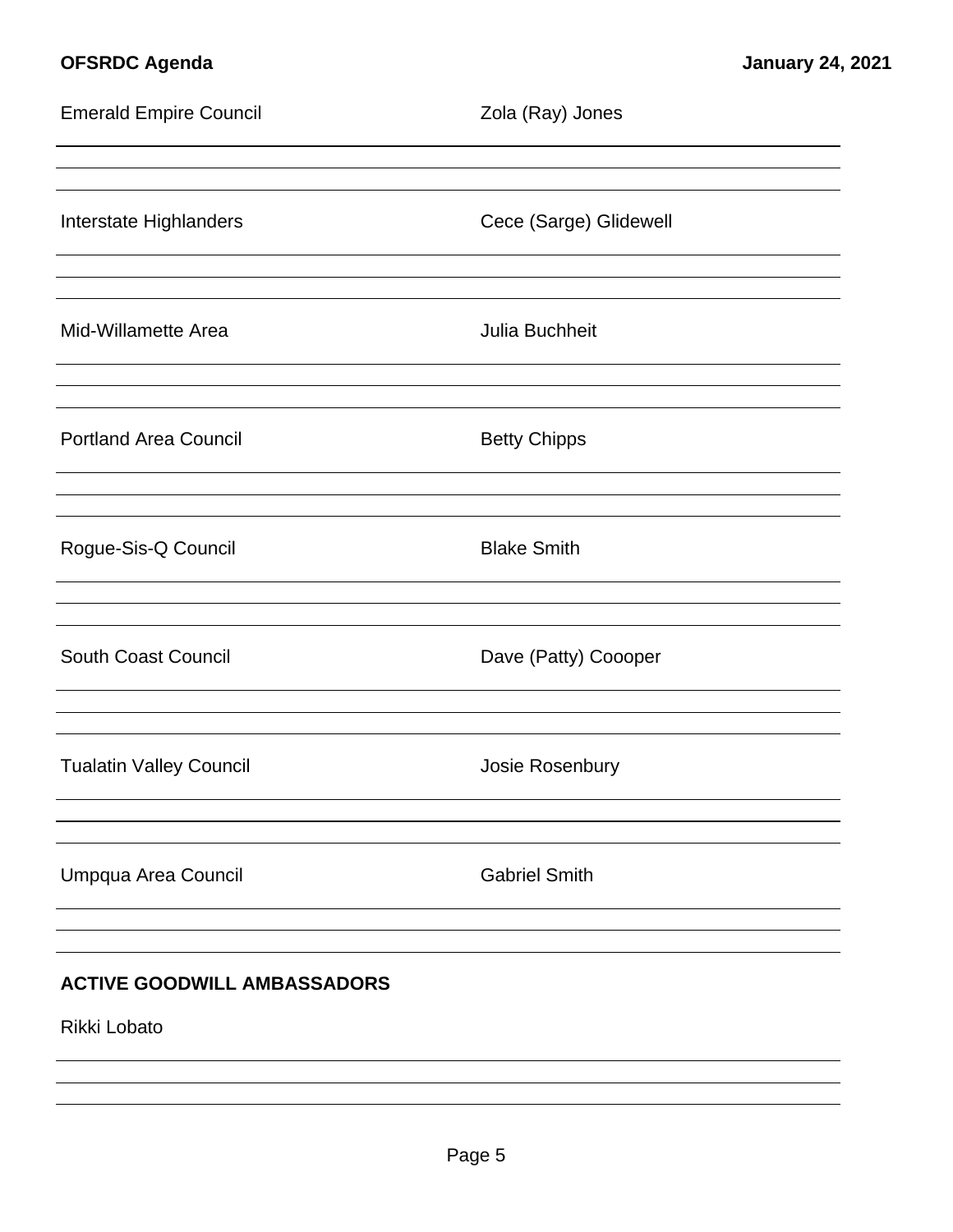| | |
|---|---|
| Emerald Empire Council | Zola (Ray) Jones |
| Interstate Highlanders | Cece (Sarge) Glidewell |
| Mid-Willamette Area | Julia Buchheit |
| Portland Area Council | Betty Chipps |
| Rogue-Sis-Q Council | Blake Smith |
| South Coast Council | Dave (Patty) Coooper |
| Tualatin Valley Council | Josie Rosenbury |
| Umpqua Area Council | Gabriel Smith |

**ACTIVE GOODWILL AMBASSADORS**

Rikki Lobato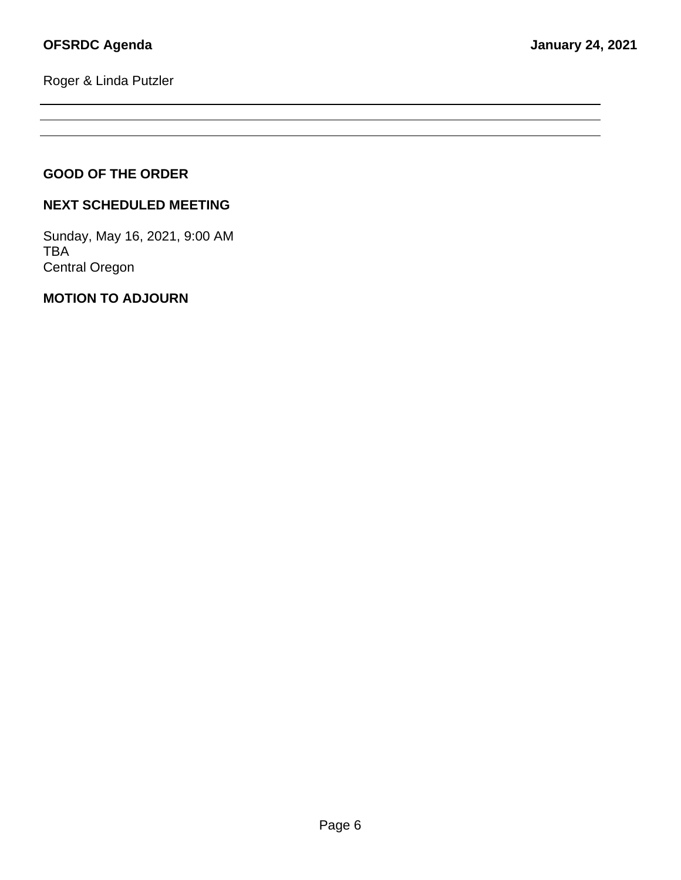Roger & Linda Putzler

---

---

---

**GOOD OF THE ORDER**

**NEXT SCHEDULED MEETING**

Sunday, May 16, 2021, 9:00 AM
TBA
Central Oregon

**MOTION TO ADJOURN**